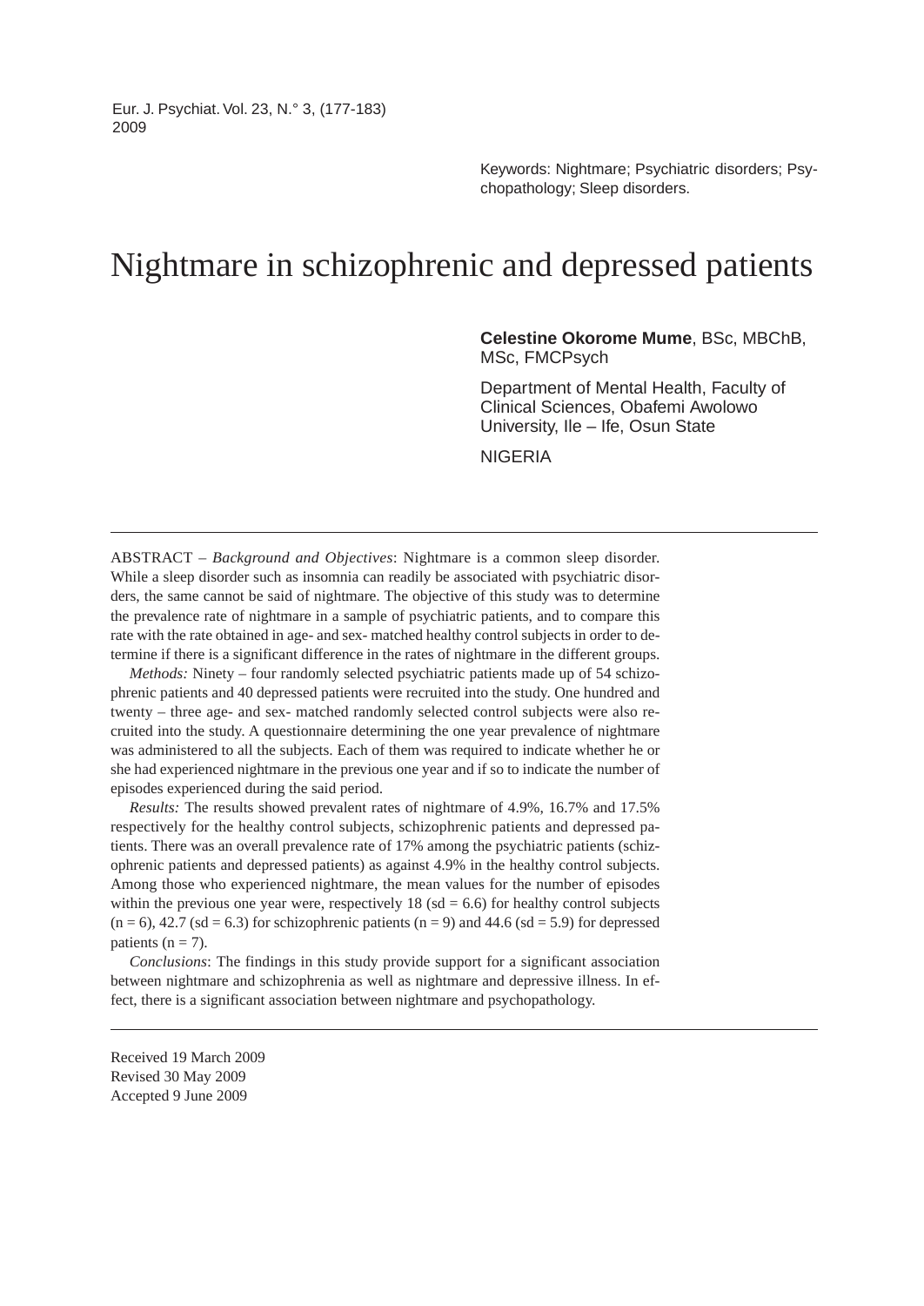Keywords: Nightmare; Psychiatric disorders; Psychopathology; Sleep disorders.

# Nightmare in schizophrenic and depressed patients

**Celestine Okorome Mume**, BSc, MBChB, MSc, FMCPsych

Department of Mental Health, Faculty of Clinical Sciences, Obafemi Awolowo University, Ile – Ife, Osun State

NIGERIA

---

ABSTRACT – *Background and Objectives*: Nightmare is a common sleep disorder. While a sleep disorder such as insomnia can readily be associated with psychiatric disorders, the same cannot be said of nightmare. The objective of this study was to determine the prevalence rate of nightmare in a sample of psychiatric patients, and to compare this rate with the rate obtained in age- and sex- matched healthy control subjects in order to determine if there is a significant difference in the rates of nightmare in the different groups.

*Methods:* Ninety – four randomly selected psychiatric patients made up of 54 schizophrenic patients and 40 depressed patients were recruited into the study. One hundred and twenty – three age- and sex- matched randomly selected control subjects were also recruited into the study. A questionnaire determining the one year prevalence of nightmare was administered to all the subjects. Each of them was required to indicate whether he or she had experienced nightmare in the previous one year and if so to indicate the number of episodes experienced during the said period.

*Results:* The results showed prevalent rates of nightmare of 4.9%, 16.7% and 17.5% respectively for the healthy control subjects, schizophrenic patients and depressed patients. There was an overall prevalence rate of 17% among the psychiatric patients (schizophrenic patients and depressed patients) as against 4.9% in the healthy control subjects. Among those who experienced nightmare, the mean values for the number of episodes within the previous one year were, respectively 18 (sd = 6.6) for healthy control subjects (n = 6), 42.7 (sd = 6.3) for schizophrenic patients (n = 9) and 44.6 (sd = 5.9) for depressed patients (n = 7).

*Conclusions*: The findings in this study provide support for a significant association between nightmare and schizophrenia as well as nightmare and depressive illness. In effect, there is a significant association between nightmare and psychopathology.

---

Received 19 March 2009
Revised 30 May 2009
Accepted 9 June 2009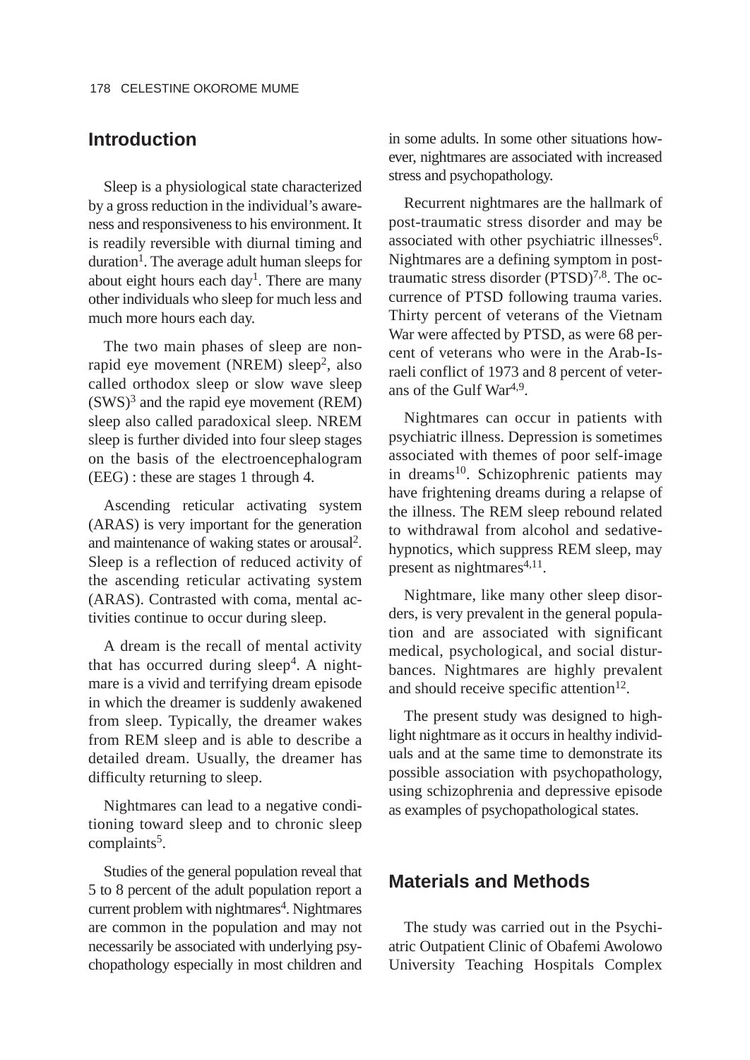## Introduction

Sleep is a physiological state characterized by a gross reduction in the individual's awareness and responsiveness to his environment. It is readily reversible with diurnal timing and duration[1]. The average adult human sleeps for about eight hours each day[1]. There are many other individuals who sleep for much less and much more hours each day.

The two main phases of sleep are non-rapid eye movement (NREM) sleep[2], also called orthodox sleep or slow wave sleep (SWS)[3] and the rapid eye movement (REM) sleep also called paradoxical sleep. NREM sleep is further divided into four sleep stages on the basis of the electroencephalogram (EEG) : these are stages 1 through 4.

Ascending reticular activating system (ARAS) is very important for the generation and maintenance of waking states or arousal[2]. Sleep is a reflection of reduced activity of the ascending reticular activating system (ARAS). Contrasted with coma, mental activities continue to occur during sleep.

A dream is the recall of mental activity that has occurred during sleep[4]. A nightmare is a vivid and terrifying dream episode in which the dreamer is suddenly awakened from sleep. Typically, the dreamer wakes from REM sleep and is able to describe a detailed dream. Usually, the dreamer has difficulty returning to sleep.

Nightmares can lead to a negative conditioning toward sleep and to chronic sleep complaints[5].

Studies of the general population reveal that 5 to 8 percent of the adult population report a current problem with nightmares[4]. Nightmares are common in the population and may not necessarily be associated with underlying psychopathology especially in most children and in some adults. In some other situations however, nightmares are associated with increased stress and psychopathology.

Recurrent nightmares are the hallmark of post-traumatic stress disorder and may be associated with other psychiatric illnesses[6]. Nightmares are a defining symptom in post-traumatic stress disorder (PTSD)[7,8]. The occurrence of PTSD following trauma varies. Thirty percent of veterans of the Vietnam War were affected by PTSD, as were 68 percent of veterans who were in the Arab-Israeli conflict of 1973 and 8 percent of veterans of the Gulf War[4,9].

Nightmares can occur in patients with psychiatric illness. Depression is sometimes associated with themes of poor self-image in dreams[10]. Schizophrenic patients may have frightening dreams during a relapse of the illness. The REM sleep rebound related to withdrawal from alcohol and sedative-hypnotics, which suppress REM sleep, may present as nightmares[4,11].

Nightmare, like many other sleep disorders, is very prevalent in the general population and are associated with significant medical, psychological, and social disturbances. Nightmares are highly prevalent and should receive specific attention[12].

The present study was designed to highlight nightmare as it occurs in healthy individuals and at the same time to demonstrate its possible association with psychopathology, using schizophrenia and depressive episode as examples of psychopathological states.

## Materials and Methods

The study was carried out in the Psychiatric Outpatient Clinic of Obafemi Awolowo University Teaching Hospitals Complex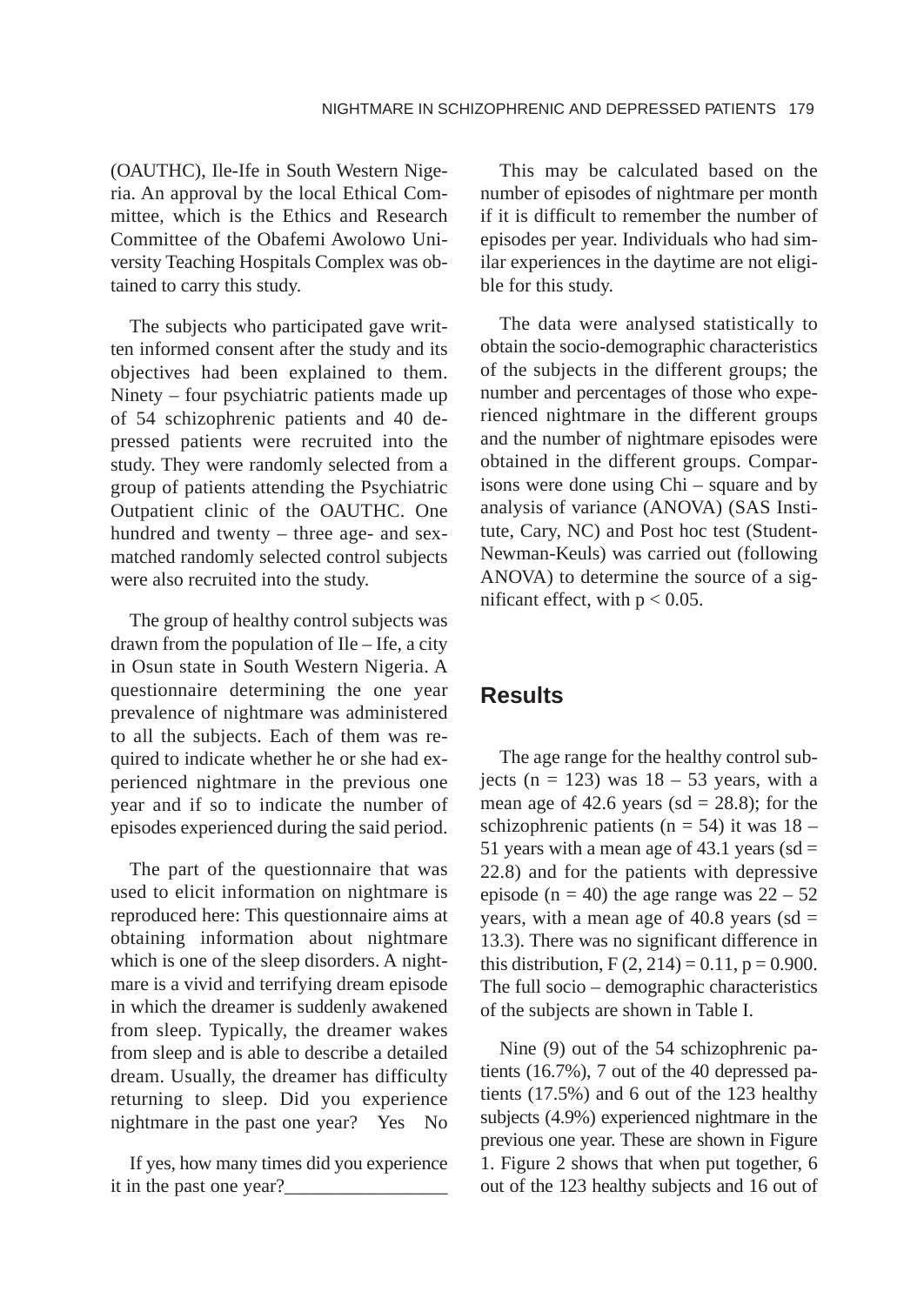(OAUTHC), Ile-Ife in South Western Nigeria. An approval by the local Ethical Committee, which is the Ethics and Research Committee of the Obafemi Awolowo University Teaching Hospitals Complex was obtained to carry this study.

The subjects who participated gave written informed consent after the study and its objectives had been explained to them. Ninety – four psychiatric patients made up of 54 schizophrenic patients and 40 depressed patients were recruited into the study. They were randomly selected from a group of patients attending the Psychiatric Outpatient clinic of the OAUTHC. One hundred and twenty – three age- and sex-matched randomly selected control subjects were also recruited into the study.

The group of healthy control subjects was drawn from the population of Ile – Ife, a city in Osun state in South Western Nigeria. A questionnaire determining the one year prevalence of nightmare was administered to all the subjects. Each of them was required to indicate whether he or she had experienced nightmare in the previous one year and if so to indicate the number of episodes experienced during the said period.

The part of the questionnaire that was used to elicit information on nightmare is reproduced here: This questionnaire aims at obtaining information about nightmare which is one of the sleep disorders. A nightmare is a vivid and terrifying dream episode in which the dreamer is suddenly awakened from sleep. Typically, the dreamer wakes from sleep and is able to describe a detailed dream. Usually, the dreamer has difficulty returning to sleep. Did you experience nightmare in the past one year? Yes No

If yes, how many times did you experience it in the past one year?_________________

This may be calculated based on the number of episodes of nightmare per month if it is difficult to remember the number of episodes per year. Individuals who had similar experiences in the daytime are not eligible for this study.

The data were analysed statistically to obtain the socio-demographic characteristics of the subjects in the different groups; the number and percentages of those who experienced nightmare in the different groups and the number of nightmare episodes were obtained in the different groups. Comparisons were done using Chi – square and by analysis of variance (ANOVA) (SAS Institute, Cary, NC) and Post hoc test (Student-Newman-Keuls) was carried out (following ANOVA) to determine the source of a significant effect, with $p < 0.05$.

## Results

The age range for the healthy control subjects ($n = 123$) was 18 – 53 years, with a mean age of 42.6 years ($sd = 28.8$); for the schizophrenic patients ($n = 54$) it was 18 – 51 years with a mean age of 43.1 years ($sd = 22.8$) and for the patients with depressive episode ($n = 40$) the age range was 22 – 52 years, with a mean age of 40.8 years ($sd = 13.3$). There was no significant difference in this distribution, $F(2, 214) = 0.11$, $p = 0.900$. The full socio – demographic characteristics of the subjects are shown in Table I.

Nine (9) out of the 54 schizophrenic patients (16.7%), 7 out of the 40 depressed patients (17.5%) and 6 out of the 123 healthy subjects (4.9%) experienced nightmare in the previous one year. These are shown in Figure 1. Figure 2 shows that when put together, 6 out of the 123 healthy subjects and 16 out of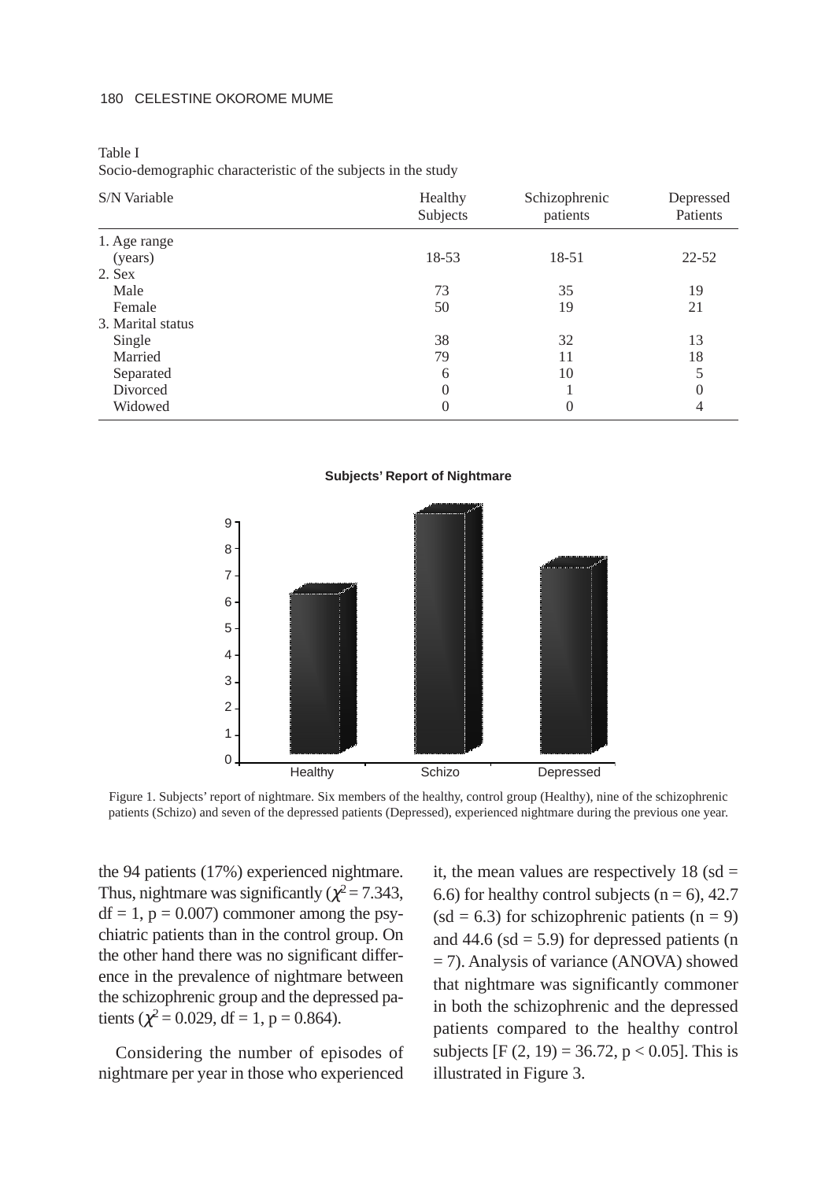Table I
Socio-demographic characteristic of the subjects in the study

| S/N Variable | Healthy Subjects | Schizophrenic patients | Depressed Patients |
|---|---|---|---|
| 1. Age range (years) | 18-53 | 18-51 | 22-52 |
| 2. Sex | | | |
| Male | 73 | 35 | 19 |
| Female | 50 | 19 | 21 |
| 3. Marital status | | | |
| Single | 38 | 32 | 13 |
| Married | 79 | 11 | 18 |
| Separated | 6 | 10 | 5 |
| Divorced | 0 | 1 | 0 |
| Widowed | 0 | 0 | 4 |

**Subjects' Report of Nightmare**

Figure 1. Subjects' report of nightmare. Six members of the healthy, control group (Healthy), nine of the schizophrenic patients (Schizo) and seven of the depressed patients (Depressed), experienced nightmare during the previous one year.

the 94 patients (17%) experienced nightmare. Thus, nightmare was significantly ($\chi^2 = 7.343$, $df = 1$, $p = 0.007$) commoner among the psychiatric patients than in the control group. On the other hand there was no significant difference in the prevalence of nightmare between the schizophrenic group and the depressed patients ($\chi^2 = 0.029$, $df = 1$, $p = 0.864$).

Considering the number of episodes of nightmare per year in those who experienced it, the mean values are respectively 18 (sd = 6.6) for healthy control subjects (n = 6), 42.7 (sd = 6.3) for schizophrenic patients (n = 9) and 44.6 (sd = 5.9) for depressed patients (n = 7). Analysis of variance (ANOVA) showed that nightmare was significantly commoner in both the schizophrenic and the depressed patients compared to the healthy control subjects [$F(2, 19) = 36.72$, $p < 0.05$]. This is illustrated in Figure 3.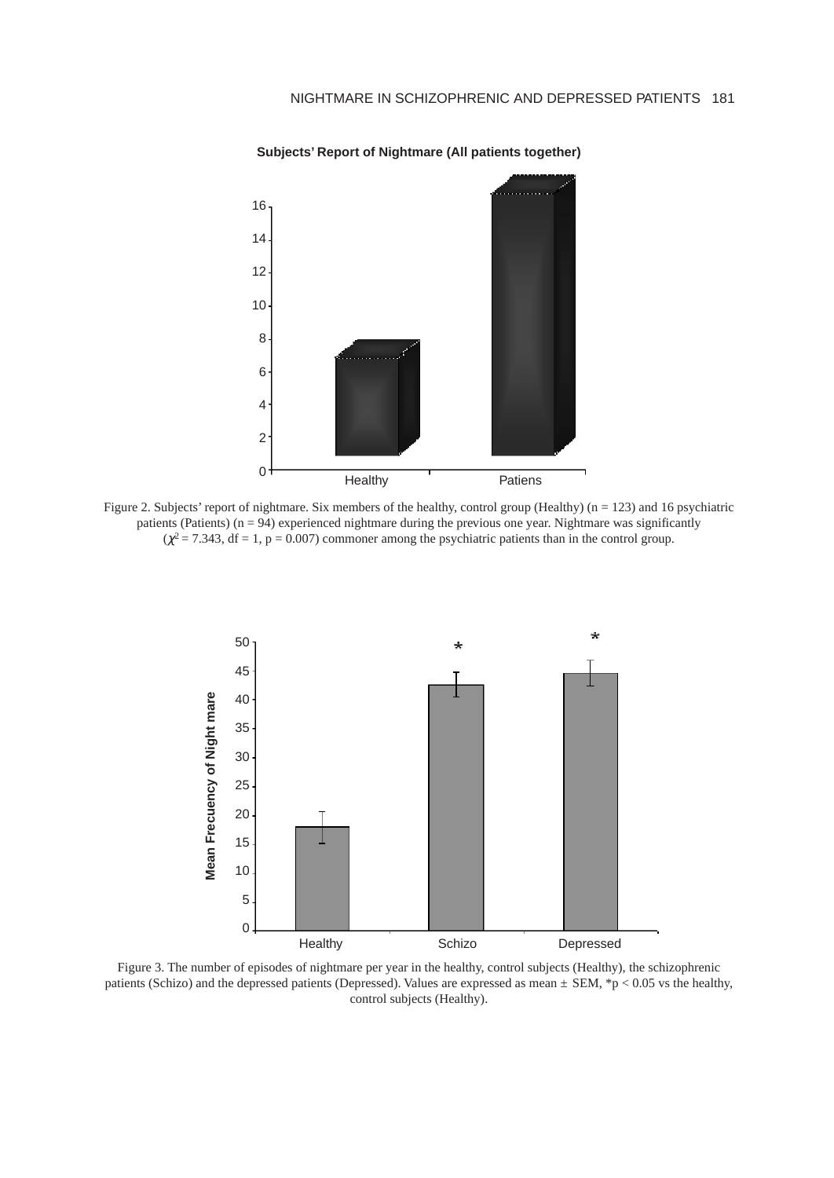**Subjects' Report of Nightmare (All patients together)**

Figure 2. Subjects' report of nightmare. Six members of the healthy, control group (Healthy) (n = 123) and 16 psychiatric patients (Patients) (n = 94) experienced nightmare during the previous one year. Nightmare was significantly ($\chi^2$ = 7.343, df = 1, p = 0.007) commoner among the psychiatric patients than in the control group.

Figure 3. The number of episodes of nightmare per year in the healthy, control subjects (Healthy), the schizophrenic patients (Schizo) and the depressed patients (Depressed). Values are expressed as mean ± SEM, *p < 0.05 vs the healthy, control subjects (Healthy).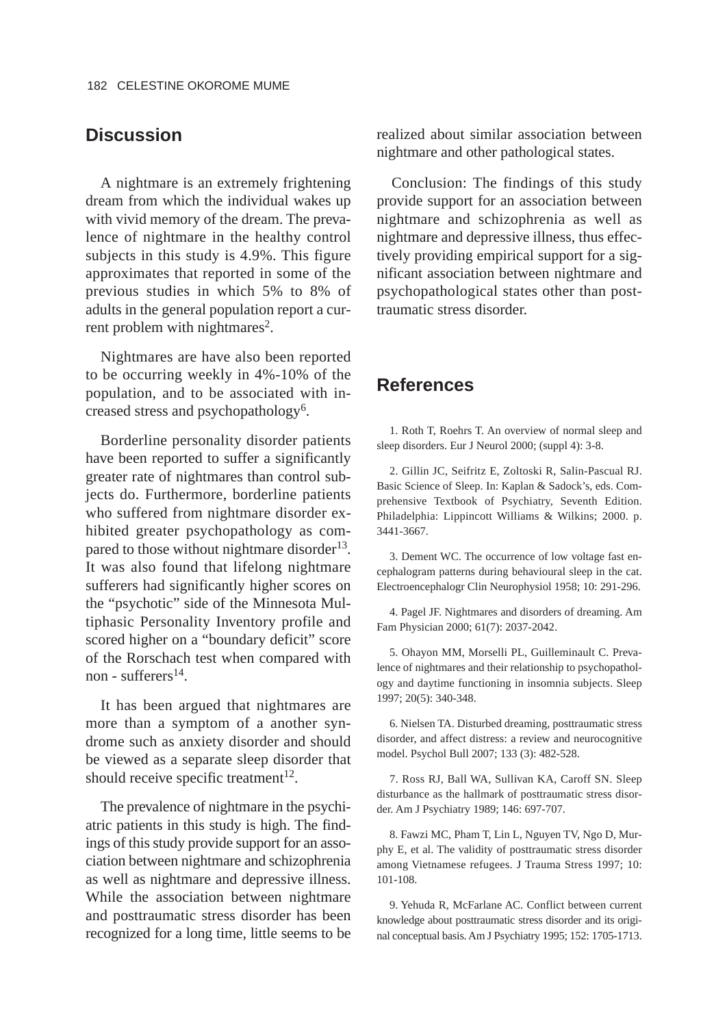## Discussion

A nightmare is an extremely frightening dream from which the individual wakes up with vivid memory of the dream. The prevalence of nightmare in the healthy control subjects in this study is 4.9%. This figure approximates that reported in some of the previous studies in which 5% to 8% of adults in the general population report a current problem with nightmares[2].

Nightmares are have also been reported to be occurring weekly in 4%-10% of the population, and to be associated with increased stress and psychopathology[6].

Borderline personality disorder patients have been reported to suffer a significantly greater rate of nightmares than control subjects do. Furthermore, borderline patients who suffered from nightmare disorder exhibited greater psychopathology as compared to those without nightmare disorder[13]. It was also found that lifelong nightmare sufferers had significantly higher scores on the "psychotic" side of the Minnesota Multiphasic Personality Inventory profile and scored higher on a "boundary deficit" score of the Rorschach test when compared with non - sufferers[14].

It has been argued that nightmares are more than a symptom of a another syndrome such as anxiety disorder and should be viewed as a separate sleep disorder that should receive specific treatment[12].

The prevalence of nightmare in the psychiatric patients in this study is high. The findings of this study provide support for an association between nightmare and schizophrenia as well as nightmare and depressive illness. While the association between nightmare and posttraumatic stress disorder has been recognized for a long time, little seems to be realized about similar association between nightmare and other pathological states.

Conclusion: The findings of this study provide support for an association between nightmare and schizophrenia as well as nightmare and depressive illness, thus effectively providing empirical support for a significant association between nightmare and psychopathological states other than posttraumatic stress disorder.

## References

1. Roth T, Roehrs T. An overview of normal sleep and sleep disorders. Eur J Neurol 2000; (suppl 4): 3-8.

2. Gillin JC, Seifritz E, Zoltoski R, Salin-Pascual RJ. Basic Science of Sleep. In: Kaplan & Sadock's, eds. Comprehensive Textbook of Psychiatry, Seventh Edition. Philadelphia: Lippincott Williams & Wilkins; 2000. p. 3441-3667.

3. Dement WC. The occurrence of low voltage fast encephalogram patterns during behavioural sleep in the cat. Electroencephalogr Clin Neurophysiol 1958; 10: 291-296.

4. Pagel JF. Nightmares and disorders of dreaming. Am Fam Physician 2000; 61(7): 2037-2042.

5. Ohayon MM, Morselli PL, Guilleminault C. Prevalence of nightmares and their relationship to psychopathology and daytime functioning in insomnia subjects. Sleep 1997; 20(5): 340-348.

6. Nielsen TA. Disturbed dreaming, posttraumatic stress disorder, and affect distress: a review and neurocognitive model. Psychol Bull 2007; 133 (3): 482-528.

7. Ross RJ, Ball WA, Sullivan KA, Caroff SN. Sleep disturbance as the hallmark of posttraumatic stress disorder. Am J Psychiatry 1989; 146: 697-707.

8. Fawzi MC, Pham T, Lin L, Nguyen TV, Ngo D, Murphy E, et al. The validity of posttraumatic stress disorder among Vietnamese refugees. J Trauma Stress 1997; 10: 101-108.

9. Yehuda R, McFarlane AC. Conflict between current knowledge about posttraumatic stress disorder and its original conceptual basis. Am J Psychiatry 1995; 152: 1705-1713.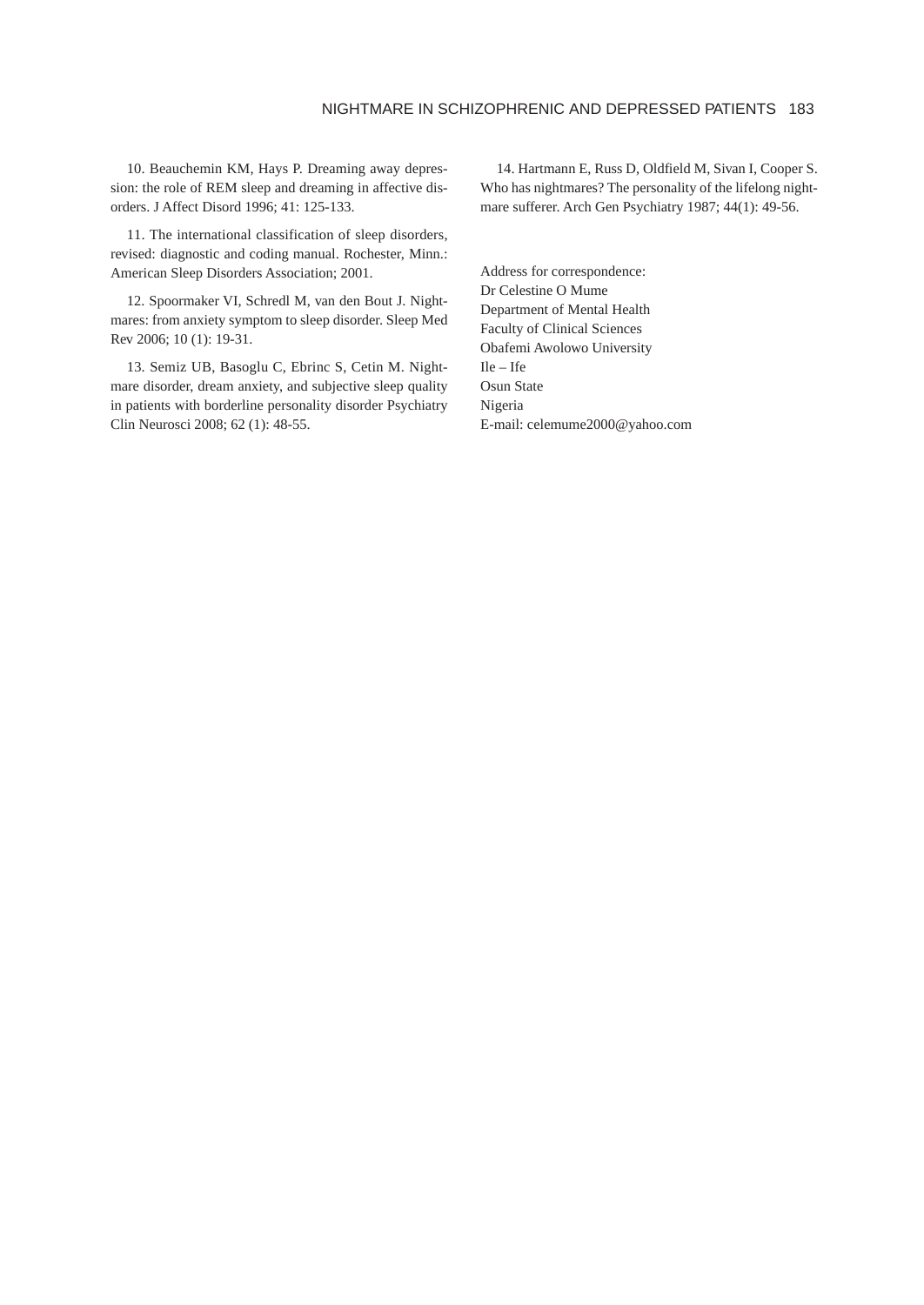10. Beauchemin KM, Hays P. Dreaming away depression: the role of REM sleep and dreaming in affective disorders. J Affect Disord 1996; 41: 125-133.

11. The international classification of sleep disorders, revised: diagnostic and coding manual. Rochester, Minn.: American Sleep Disorders Association; 2001.

12. Spoormaker VI, Schredl M, van den Bout J. Nightmares: from anxiety symptom to sleep disorder. Sleep Med Rev 2006; 10 (1): 19-31.

13. Semiz UB, Basoglu C, Ebrinc S, Cetin M. Nightmare disorder, dream anxiety, and subjective sleep quality in patients with borderline personality disorder Psychiatry Clin Neurosci 2008; 62 (1): 48-55.

14. Hartmann E, Russ D, Oldfield M, Sivan I, Cooper S. Who has nightmares? The personality of the lifelong nightmare sufferer. Arch Gen Psychiatry 1987; 44(1): 49-56.

Address for correspondence:
Dr Celestine O Mume
Department of Mental Health
Faculty of Clinical Sciences
Obafemi Awolowo University
Ile – Ife
Osun State
Nigeria
E-mail: celemume2000@yahoo.com